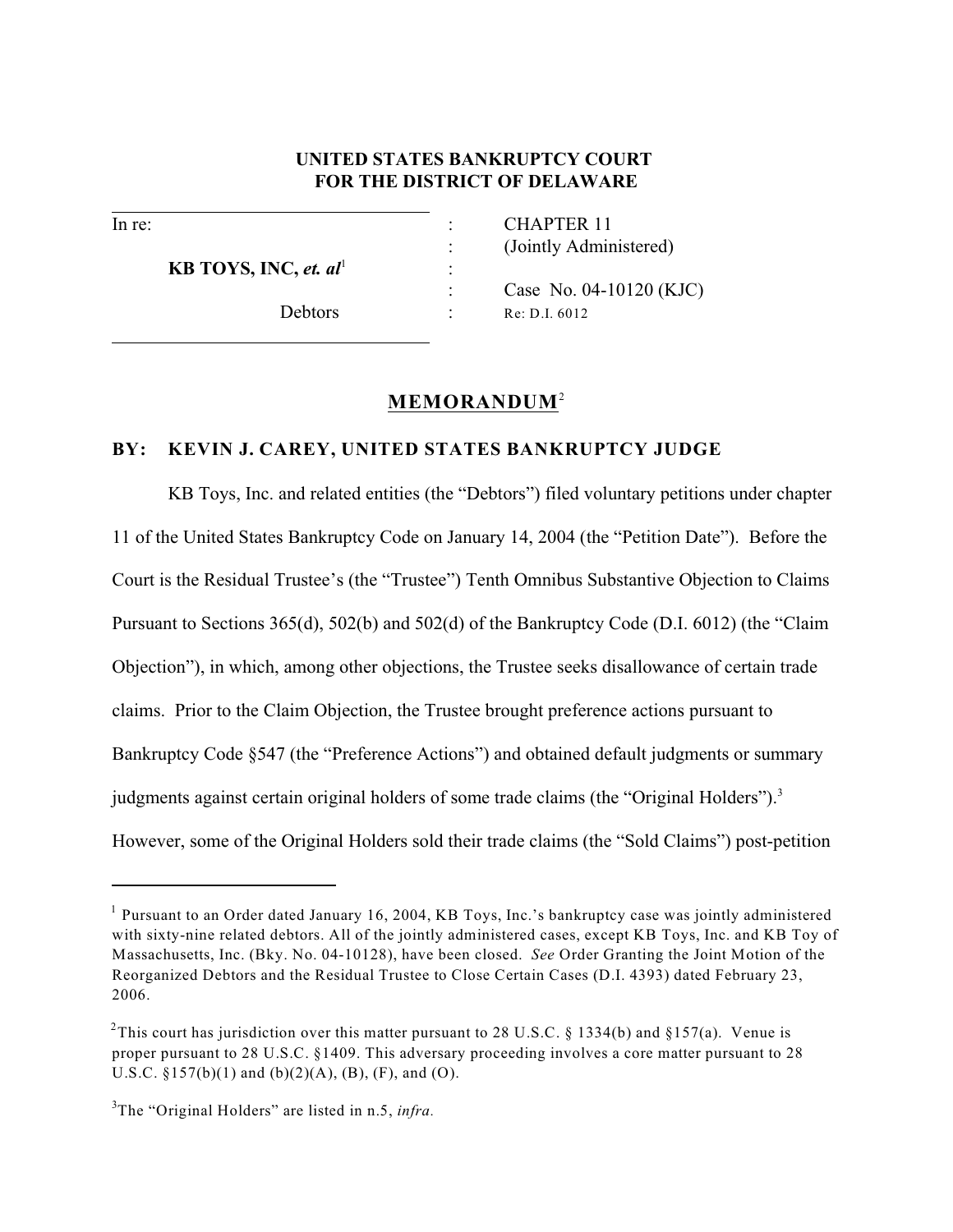**UNITED STATES BANKRUPTCY COURT**
**FOR THE DISTRICT OF DELAWARE**

| | | |
|---|---|---|
| In re: | : | CHAPTER 11 |
| | : | (Jointly Administered) |
| **KB TOYS, INC, *et. al*[1]** | : | |
| | : | Case No. 04-10120 (KJC) |
| Debtors | : | Re: D.I. 6012 |

## MEMORANDUM[2]

**BY: KEVIN J. CAREY, UNITED STATES BANKRUPTCY JUDGE**

KB Toys, Inc. and related entities (the "Debtors") filed voluntary petitions under chapter 11 of the United States Bankruptcy Code on January 14, 2004 (the "Petition Date"). Before the Court is the Residual Trustee's (the "Trustee") Tenth Omnibus Substantive Objection to Claims Pursuant to Sections 365(d), 502(b) and 502(d) of the Bankruptcy Code (D.I. 6012) (the "Claim Objection"), in which, among other objections, the Trustee seeks disallowance of certain trade claims. Prior to the Claim Objection, the Trustee brought preference actions pursuant to Bankruptcy Code §547 (the "Preference Actions") and obtained default judgments or summary judgments against certain original holders of some trade claims (the "Original Holders").[3] However, some of the Original Holders sold their trade claims (the "Sold Claims") post-petition

---

[1] Pursuant to an Order dated January 16, 2004, KB Toys, Inc.'s bankruptcy case was jointly administered with sixty-nine related debtors. All of the jointly administered cases, except KB Toys, Inc. and KB Toy of Massachusetts, Inc. (Bky. No. 04-10128), have been closed. *See* Order Granting the Joint Motion of the Reorganized Debtors and the Residual Trustee to Close Certain Cases (D.I. 4393) dated February 23, 2006.

[2] This court has jurisdiction over this matter pursuant to 28 U.S.C. § 1334(b) and §157(a). Venue is proper pursuant to 28 U.S.C. §1409. This adversary proceeding involves a core matter pursuant to 28 U.S.C. §157(b)(1) and (b)(2)(A), (B), (F), and (O).

[3] The "Original Holders" are listed in n.5, *infra*.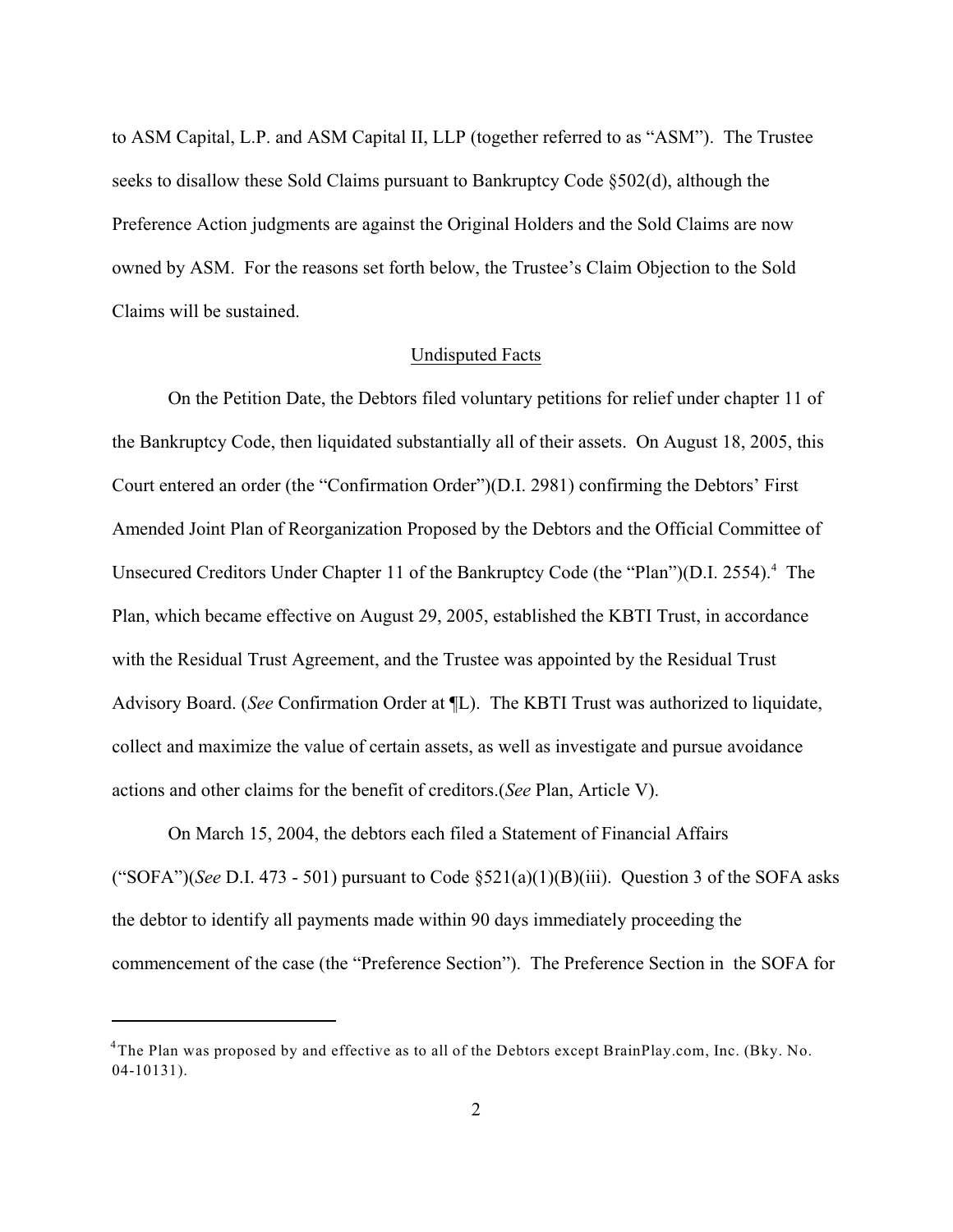to ASM Capital, L.P. and ASM Capital II, LLP (together referred to as "ASM"). The Trustee seeks to disallow these Sold Claims pursuant to Bankruptcy Code §502(d), although the Preference Action judgments are against the Original Holders and the Sold Claims are now owned by ASM. For the reasons set forth below, the Trustee's Claim Objection to the Sold Claims will be sustained.

## Undisputed Facts

On the Petition Date, the Debtors filed voluntary petitions for relief under chapter 11 of the Bankruptcy Code, then liquidated substantially all of their assets. On August 18, 2005, this Court entered an order (the "Confirmation Order")(D.I. 2981) confirming the Debtors' First Amended Joint Plan of Reorganization Proposed by the Debtors and the Official Committee of Unsecured Creditors Under Chapter 11 of the Bankruptcy Code (the "Plan")(D.I. 2554).[4] The Plan, which became effective on August 29, 2005, established the KBTI Trust, in accordance with the Residual Trust Agreement, and the Trustee was appointed by the Residual Trust Advisory Board. (*See* Confirmation Order at ¶L). The KBTI Trust was authorized to liquidate, collect and maximize the value of certain assets, as well as investigate and pursue avoidance actions and other claims for the benefit of creditors.(*See* Plan, Article V).

On March 15, 2004, the debtors each filed a Statement of Financial Affairs ("SOFA")(*See* D.I. 473 - 501) pursuant to Code §521(a)(1)(B)(iii). Question 3 of the SOFA asks the debtor to identify all payments made within 90 days immediately proceeding the commencement of the case (the "Preference Section"). The Preference Section in the SOFA for

---

[4]The Plan was proposed by and effective as to all of the Debtors except BrainPlay.com, Inc. (Bky. No. 04-10131).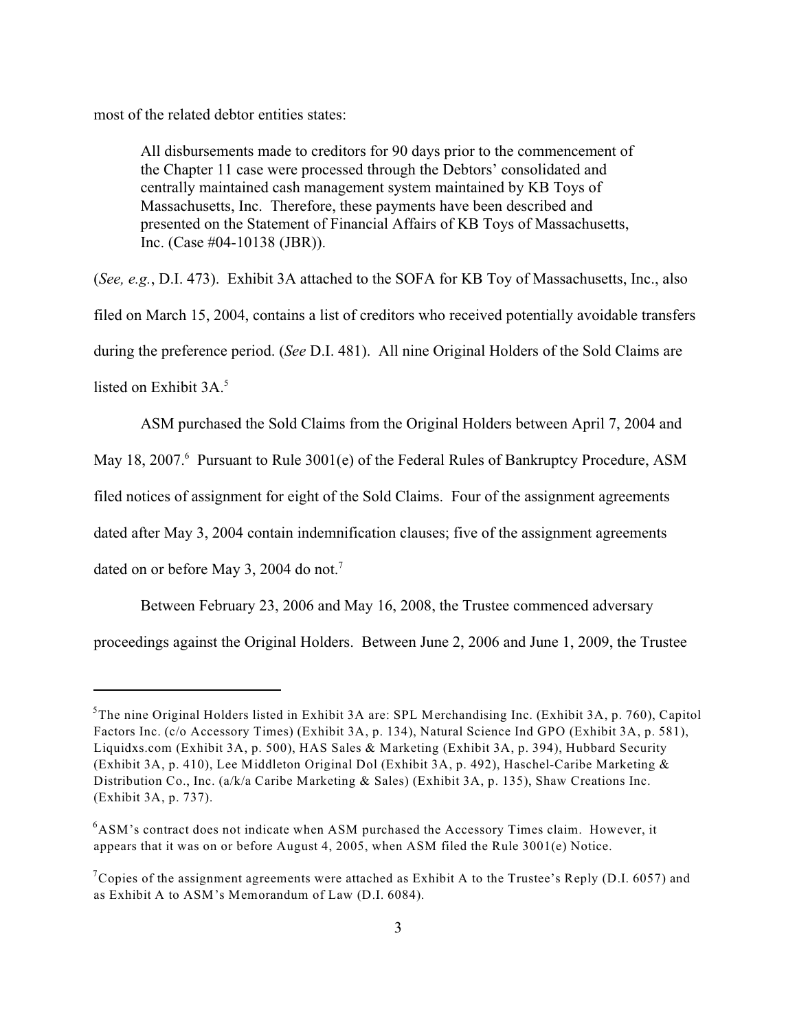most of the related debtor entities states:

> All disbursements made to creditors for 90 days prior to the commencement of the Chapter 11 case were processed through the Debtors' consolidated and centrally maintained cash management system maintained by KB Toys of Massachusetts, Inc. Therefore, these payments have been described and presented on the Statement of Financial Affairs of KB Toys of Massachusetts, Inc. (Case #04-10138 (JBR)).

(*See, e.g.*, D.I. 473). Exhibit 3A attached to the SOFA for KB Toy of Massachusetts, Inc., also filed on March 15, 2004, contains a list of creditors who received potentially avoidable transfers during the preference period. (*See* D.I. 481). All nine Original Holders of the Sold Claims are listed on Exhibit 3A.[5]

ASM purchased the Sold Claims from the Original Holders between April 7, 2004 and May 18, 2007.[6] Pursuant to Rule 3001(e) of the Federal Rules of Bankruptcy Procedure, ASM filed notices of assignment for eight of the Sold Claims. Four of the assignment agreements dated after May 3, 2004 contain indemnification clauses; five of the assignment agreements dated on or before May 3, 2004 do not.[7]

Between February 23, 2006 and May 16, 2008, the Trustee commenced adversary proceedings against the Original Holders. Between June 2, 2006 and June 1, 2009, the Trustee

---

[5] The nine Original Holders listed in Exhibit 3A are: SPL Merchandising Inc. (Exhibit 3A, p. 760), Capitol Factors Inc. (c/o Accessory Times) (Exhibit 3A, p. 134), Natural Science Ind GPO (Exhibit 3A, p. 581), Liquidxs.com (Exhibit 3A, p. 500), HAS Sales & Marketing (Exhibit 3A, p. 394), Hubbard Security (Exhibit 3A, p. 410), Lee Middleton Original Dol (Exhibit 3A, p. 492), Haschel-Caribe Marketing & Distribution Co., Inc. (a/k/a Caribe Marketing & Sales) (Exhibit 3A, p. 135), Shaw Creations Inc. (Exhibit 3A, p. 737).

[6] ASM's contract does not indicate when ASM purchased the Accessory Times claim. However, it appears that it was on or before August 4, 2005, when ASM filed the Rule 3001(e) Notice.

[7] Copies of the assignment agreements were attached as Exhibit A to the Trustee's Reply (D.I. 6057) and as Exhibit A to ASM's Memorandum of Law (D.I. 6084).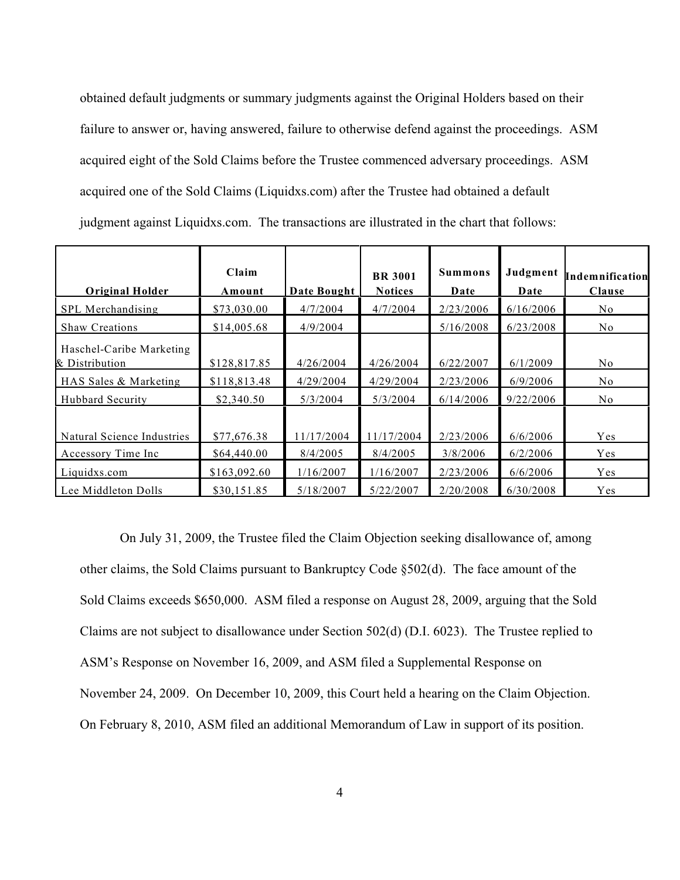obtained default judgments or summary judgments against the Original Holders based on their failure to answer or, having answered, failure to otherwise defend against the proceedings. ASM acquired eight of the Sold Claims before the Trustee commenced adversary proceedings. ASM acquired one of the Sold Claims (Liquidxs.com) after the Trustee had obtained a default judgment against Liquidxs.com. The transactions are illustrated in the chart that follows:

| Original Holder | Claim Amount | Date Bought | BR 3001 Notices | Summons Date | Judgment Date | Indemnification Clause |
|---|---|---|---|---|---|---|
| SPL Merchandising | $73,030.00 | 4/7/2004 | 4/7/2004 | 2/23/2006 | 6/16/2006 | No |
| Shaw Creations | $14,005.68 | 4/9/2004 | | 5/16/2008 | 6/23/2008 | No |
| Haschel-Caribe Marketing & Distribution | $128,817.85 | 4/26/2004 | 4/26/2004 | 6/22/2007 | 6/1/2009 | No |
| HAS Sales & Marketing | $118,813.48 | 4/29/2004 | 4/29/2004 | 2/23/2006 | 6/9/2006 | No |
| Hubbard Security | $2,340.50 | 5/3/2004 | 5/3/2004 | 6/14/2006 | 9/22/2006 | No |
| Natural Science Industries | $77,676.38 | 11/17/2004 | 11/17/2004 | 2/23/2006 | 6/6/2006 | Yes |
| Accessory Time Inc | $64,440.00 | 8/4/2005 | 8/4/2005 | 3/8/2006 | 6/2/2006 | Yes |
| Liquidxs.com | $163,092.60 | 1/16/2007 | 1/16/2007 | 2/23/2006 | 6/6/2006 | Yes |
| Lee Middleton Dolls | $30,151.85 | 5/18/2007 | 5/22/2007 | 2/20/2008 | 6/30/2008 | Yes |

On July 31, 2009, the Trustee filed the Claim Objection seeking disallowance of, among other claims, the Sold Claims pursuant to Bankruptcy Code §502(d). The face amount of the Sold Claims exceeds $650,000. ASM filed a response on August 28, 2009, arguing that the Sold Claims are not subject to disallowance under Section 502(d) (D.I. 6023). The Trustee replied to ASM's Response on November 16, 2009, and ASM filed a Supplemental Response on November 24, 2009. On December 10, 2009, this Court held a hearing on the Claim Objection. On February 8, 2010, ASM filed an additional Memorandum of Law in support of its position.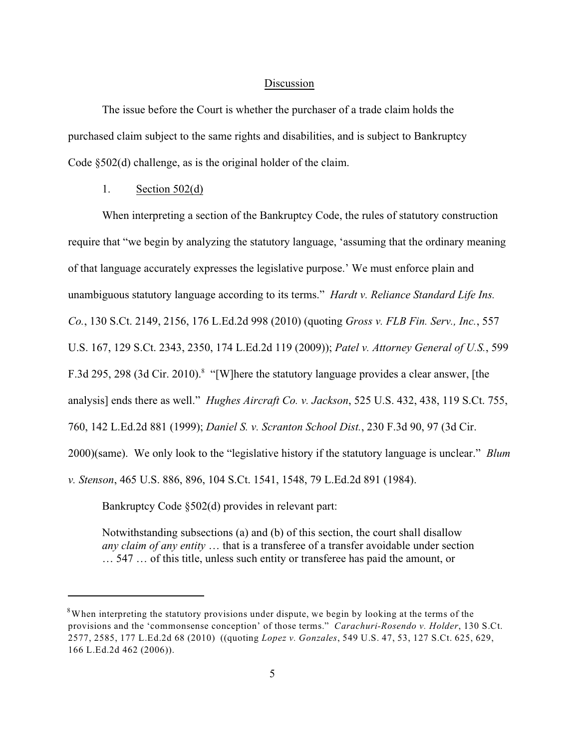## Discussion

The issue before the Court is whether the purchaser of a trade claim holds the purchased claim subject to the same rights and disabilities, and is subject to Bankruptcy Code §502(d) challenge, as is the original holder of the claim.

### 1. Section 502(d)

When interpreting a section of the Bankruptcy Code, the rules of statutory construction require that "we begin by analyzing the statutory language, 'assuming that the ordinary meaning of that language accurately expresses the legislative purpose.' We must enforce plain and unambiguous statutory language according to its terms." *Hardt v. Reliance Standard Life Ins. Co.*, 130 S.Ct. 2149, 2156, 176 L.Ed.2d 998 (2010) (quoting *Gross v. FLB Fin. Serv., Inc.*, 557 U.S. 167, 129 S.Ct. 2343, 2350, 174 L.Ed.2d 119 (2009)); *Patel v. Attorney General of U.S.*, 599 F.3d 295, 298 (3d Cir. 2010).[8] "[W]here the statutory language provides a clear answer, [the analysis] ends there as well." *Hughes Aircraft Co. v. Jackson*, 525 U.S. 432, 438, 119 S.Ct. 755, 760, 142 L.Ed.2d 881 (1999); *Daniel S. v. Scranton School Dist.*, 230 F.3d 90, 97 (3d Cir. 2000)(same). We only look to the "legislative history if the statutory language is unclear." *Blum v. Stenson*, 465 U.S. 886, 896, 104 S.Ct. 1541, 1548, 79 L.Ed.2d 891 (1984).

Bankruptcy Code §502(d) provides in relevant part:

> Notwithstanding subsections (a) and (b) of this section, the court shall disallow *any claim of any entity* … that is a transferee of a transfer avoidable under section … 547 … of this title, unless such entity or transferee has paid the amount, or

---

[8] When interpreting the statutory provisions under dispute, we begin by looking at the terms of the provisions and the 'commonsense conception' of those terms." *Carachuri-Rosendo v. Holder*, 130 S.Ct. 2577, 2585, 177 L.Ed.2d 68 (2010) ((quoting *Lopez v. Gonzales*, 549 U.S. 47, 53, 127 S.Ct. 625, 629, 166 L.Ed.2d 462 (2006)).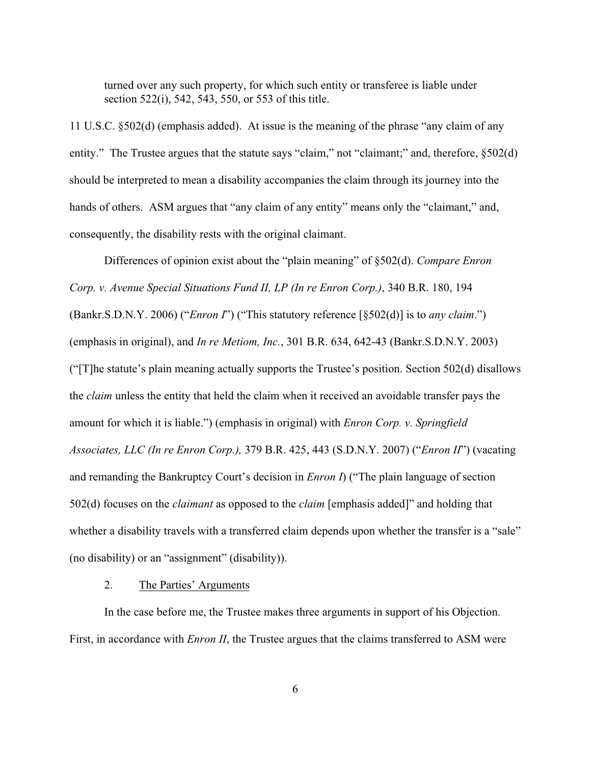> turned over any such property, for which such entity or transferee is liable under section 522(i), 542, 543, 550, or 553 of this title.

11 U.S.C. §502(d) (emphasis added). At issue is the meaning of the phrase "any claim of any entity." The Trustee argues that the statute says "claim," not "claimant;" and, therefore, §502(d) should be interpreted to mean a disability accompanies the claim through its journey into the hands of others. ASM argues that "any claim of any entity" means only the "claimant," and, consequently, the disability rests with the original claimant.

Differences of opinion exist about the "plain meaning" of §502(d). *Compare Enron Corp. v. Avenue Special Situations Fund II, LP (In re Enron Corp.)*, 340 B.R. 180, 194 (Bankr.S.D.N.Y. 2006) ("*Enron I*") ("This statutory reference [§502(d)] is to *any claim*.") (emphasis in original), and *In re Metiom, Inc.*, 301 B.R. 634, 642-43 (Bankr.S.D.N.Y. 2003) ("[T]he statute's plain meaning actually supports the Trustee's position. Section 502(d) disallows the *claim* unless the entity that held the claim when it received an avoidable transfer pays the amount for which it is liable.") (emphasis in original) with *Enron Corp. v. Springfield Associates, LLC (In re Enron Corp.),* 379 B.R. 425, 443 (S.D.N.Y. 2007) ("*Enron II*") (vacating and remanding the Bankruptcy Court's decision in *Enron I*) ("The plain language of section 502(d) focuses on the *claimant* as opposed to the *claim* [emphasis added]" and holding that whether a disability travels with a transferred claim depends upon whether the transfer is a "sale" (no disability) or an "assignment" (disability)).

### 2. The Parties' Arguments

In the case before me, the Trustee makes three arguments in support of his Objection. First, in accordance with *Enron II*, the Trustee argues that the claims transferred to ASM were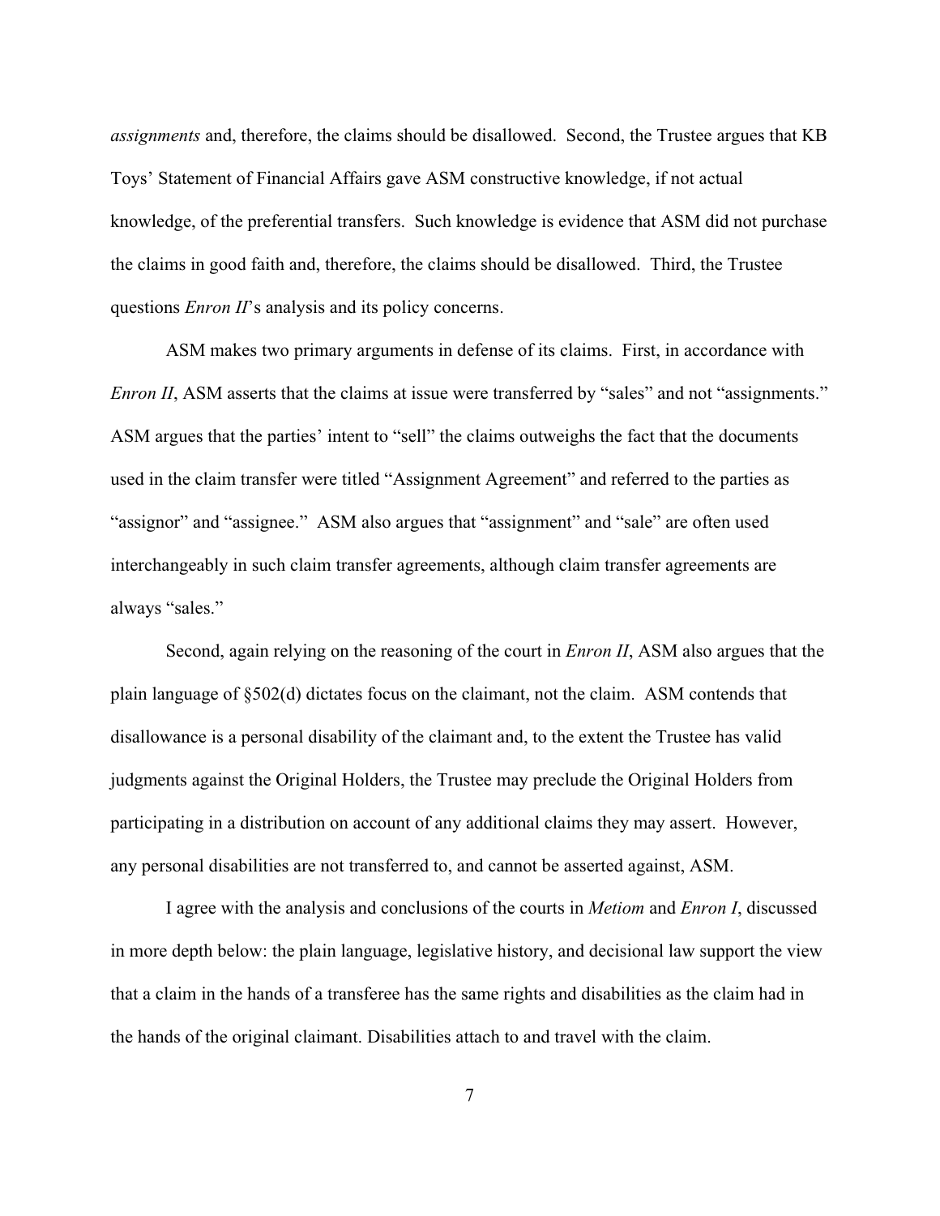*assignments* and, therefore, the claims should be disallowed. Second, the Trustee argues that KB Toys' Statement of Financial Affairs gave ASM constructive knowledge, if not actual knowledge, of the preferential transfers. Such knowledge is evidence that ASM did not purchase the claims in good faith and, therefore, the claims should be disallowed. Third, the Trustee questions *Enron II*'s analysis and its policy concerns.

ASM makes two primary arguments in defense of its claims. First, in accordance with *Enron II*, ASM asserts that the claims at issue were transferred by "sales" and not "assignments." ASM argues that the parties' intent to "sell" the claims outweighs the fact that the documents used in the claim transfer were titled "Assignment Agreement" and referred to the parties as "assignor" and "assignee." ASM also argues that "assignment" and "sale" are often used interchangeably in such claim transfer agreements, although claim transfer agreements are always "sales."

Second, again relying on the reasoning of the court in *Enron II*, ASM also argues that the plain language of §502(d) dictates focus on the claimant, not the claim. ASM contends that disallowance is a personal disability of the claimant and, to the extent the Trustee has valid judgments against the Original Holders, the Trustee may preclude the Original Holders from participating in a distribution on account of any additional claims they may assert. However, any personal disabilities are not transferred to, and cannot be asserted against, ASM.

I agree with the analysis and conclusions of the courts in *Metiom* and *Enron I*, discussed in more depth below: the plain language, legislative history, and decisional law support the view that a claim in the hands of a transferee has the same rights and disabilities as the claim had in the hands of the original claimant. Disabilities attach to and travel with the claim.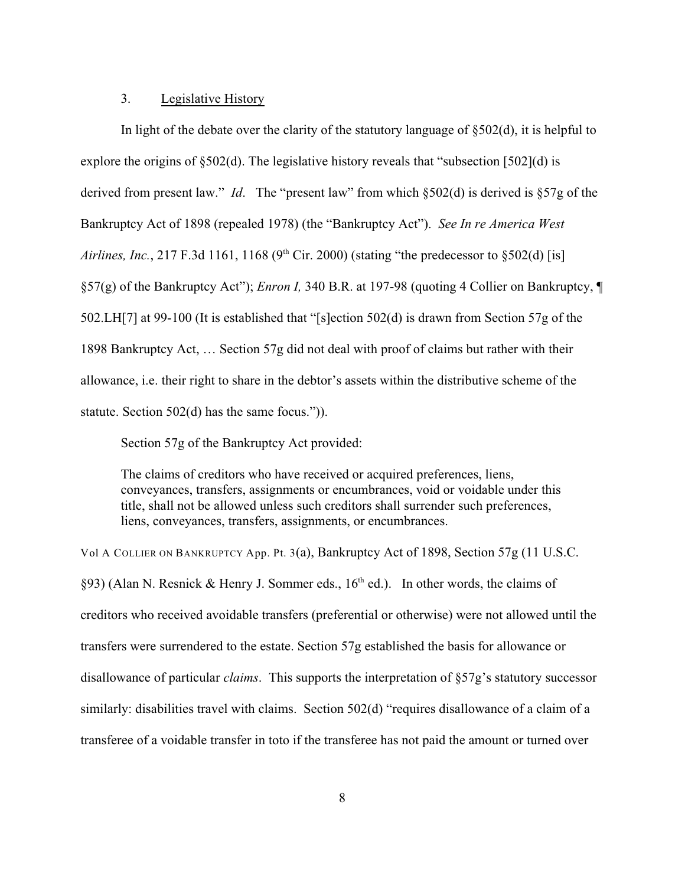### 3. <u>Legislative History</u>

In light of the debate over the clarity of the statutory language of §502(d), it is helpful to explore the origins of §502(d). The legislative history reveals that "subsection [502](d) is derived from present law." *Id*. The "present law" from which §502(d) is derived is §57g of the Bankruptcy Act of 1898 (repealed 1978) (the "Bankruptcy Act"). *See In re America West Airlines, Inc.*, 217 F.3d 1161, 1168 (9th Cir. 2000) (stating "the predecessor to §502(d) [is] §57(g) of the Bankruptcy Act"); *Enron I,* 340 B.R. at 197-98 (quoting 4 Collier on Bankruptcy, ¶ 502.LH[7] at 99-100 (It is established that "[s]ection 502(d) is drawn from Section 57g of the 1898 Bankruptcy Act, … Section 57g did not deal with proof of claims but rather with their allowance, i.e. their right to share in the debtor's assets within the distributive scheme of the statute. Section 502(d) has the same focus.")).

Section 57g of the Bankruptcy Act provided:

> The claims of creditors who have received or acquired preferences, liens, conveyances, transfers, assignments or encumbrances, void or voidable under this title, shall not be allowed unless such creditors shall surrender such preferences, liens, conveyances, transfers, assignments, or encumbrances.

Vol A COLLIER ON BANKRUPTCY App. Pt. 3(a), Bankruptcy Act of 1898, Section 57g (11 U.S.C. §93) (Alan N. Resnick & Henry J. Sommer eds., 16th ed.). In other words, the claims of creditors who received avoidable transfers (preferential or otherwise) were not allowed until the transfers were surrendered to the estate. Section 57g established the basis for allowance or disallowance of particular *claims*. This supports the interpretation of §57g's statutory successor similarly: disabilities travel with claims. Section 502(d) "requires disallowance of a claim of a transferee of a voidable transfer in toto if the transferee has not paid the amount or turned over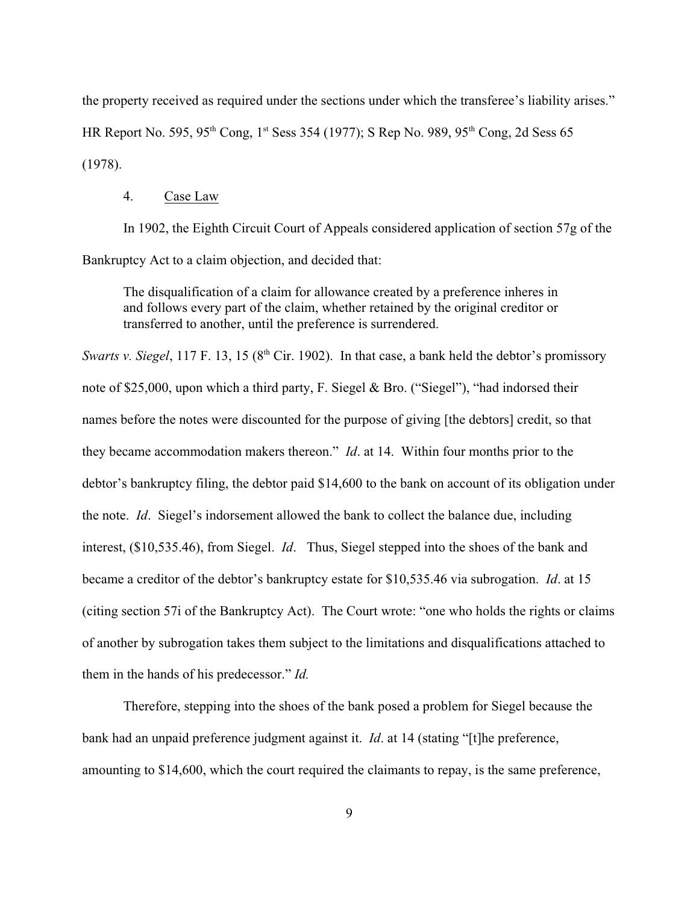the property received as required under the sections under which the transferee's liability arises." HR Report No. 595, 95th Cong, 1st Sess 354 (1977); S Rep No. 989, 95th Cong, 2d Sess 65 (1978).

4. Case Law

In 1902, the Eighth Circuit Court of Appeals considered application of section 57g of the Bankruptcy Act to a claim objection, and decided that:

> The disqualification of a claim for allowance created by a preference inheres in and follows every part of the claim, whether retained by the original creditor or transferred to another, until the preference is surrendered.

*Swarts v. Siegel*, 117 F. 13, 15 (8th Cir. 1902). In that case, a bank held the debtor's promissory note of $25,000, upon which a third party, F. Siegel & Bro. ("Siegel"), "had indorsed their names before the notes were discounted for the purpose of giving [the debtors] credit, so that they became accommodation makers thereon." *Id*. at 14. Within four months prior to the debtor's bankruptcy filing, the debtor paid $14,600 to the bank on account of its obligation under the note. *Id*. Siegel's indorsement allowed the bank to collect the balance due, including interest, ($10,535.46), from Siegel. *Id*. Thus, Siegel stepped into the shoes of the bank and became a creditor of the debtor's bankruptcy estate for $10,535.46 via subrogation. *Id*. at 15 (citing section 57i of the Bankruptcy Act). The Court wrote: "one who holds the rights or claims of another by subrogation takes them subject to the limitations and disqualifications attached to them in the hands of his predecessor." *Id.*

Therefore, stepping into the shoes of the bank posed a problem for Siegel because the bank had an unpaid preference judgment against it. *Id*. at 14 (stating "[t]he preference, amounting to $14,600, which the court required the claimants to repay, is the same preference,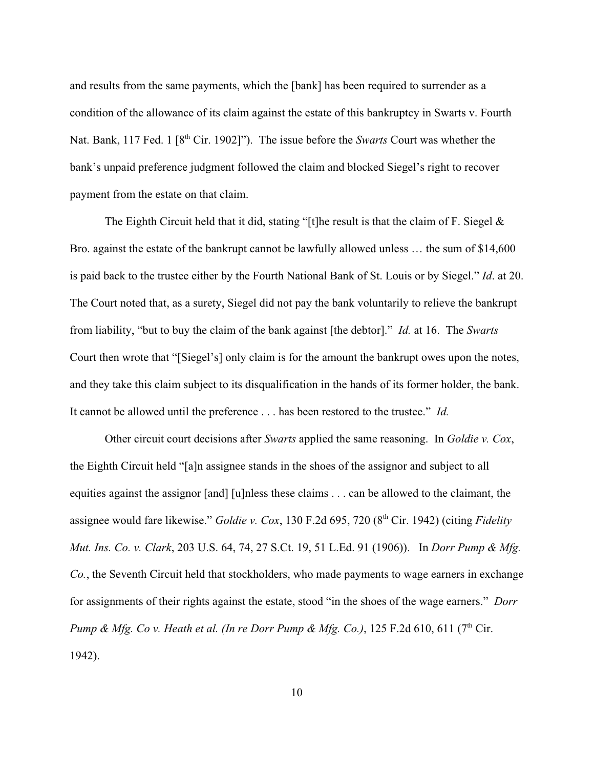and results from the same payments, which the [bank] has been required to surrender as a condition of the allowance of its claim against the estate of this bankruptcy in Swarts v. Fourth Nat. Bank, 117 Fed. 1 [8th Cir. 1902]"). The issue before the *Swarts* Court was whether the bank's unpaid preference judgment followed the claim and blocked Siegel's right to recover payment from the estate on that claim.

The Eighth Circuit held that it did, stating "[t]he result is that the claim of F. Siegel & Bro. against the estate of the bankrupt cannot be lawfully allowed unless … the sum of $14,600 is paid back to the trustee either by the Fourth National Bank of St. Louis or by Siegel." *Id*. at 20. The Court noted that, as a surety, Siegel did not pay the bank voluntarily to relieve the bankrupt from liability, "but to buy the claim of the bank against [the debtor]." *Id.* at 16. The *Swarts* Court then wrote that "[Siegel's] only claim is for the amount the bankrupt owes upon the notes, and they take this claim subject to its disqualification in the hands of its former holder, the bank. It cannot be allowed until the preference . . . has been restored to the trustee." *Id.*

Other circuit court decisions after *Swarts* applied the same reasoning. In *Goldie v. Cox*, the Eighth Circuit held "[a]n assignee stands in the shoes of the assignor and subject to all equities against the assignor [and] [u]nless these claims . . . can be allowed to the claimant, the assignee would fare likewise." *Goldie v. Cox*, 130 F.2d 695, 720 (8th Cir. 1942) (citing *Fidelity Mut. Ins. Co. v. Clark*, 203 U.S. 64, 74, 27 S.Ct. 19, 51 L.Ed. 91 (1906)). In *Dorr Pump & Mfg. Co.*, the Seventh Circuit held that stockholders, who made payments to wage earners in exchange for assignments of their rights against the estate, stood "in the shoes of the wage earners." *Dorr Pump & Mfg. Co v. Heath et al. (In re Dorr Pump & Mfg. Co.)*, 125 F.2d 610, 611 (7th Cir. 1942).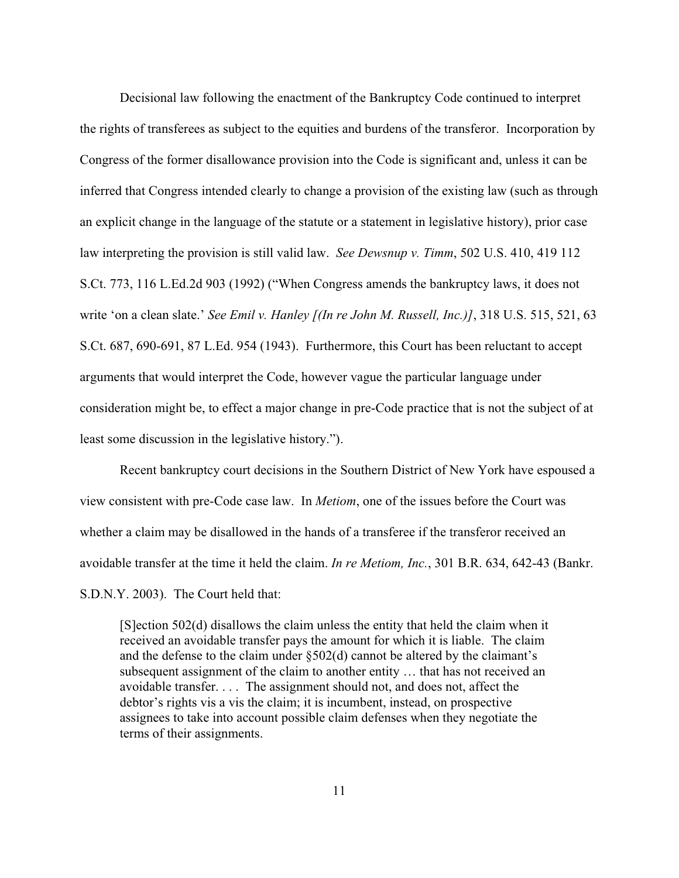Decisional law following the enactment of the Bankruptcy Code continued to interpret the rights of transferees as subject to the equities and burdens of the transferor. Incorporation by Congress of the former disallowance provision into the Code is significant and, unless it can be inferred that Congress intended clearly to change a provision of the existing law (such as through an explicit change in the language of the statute or a statement in legislative history), prior case law interpreting the provision is still valid law. *See Dewsnup v. Timm*, 502 U.S. 410, 419 112 S.Ct. 773, 116 L.Ed.2d 903 (1992) ("When Congress amends the bankruptcy laws, it does not write 'on a clean slate.' *See Emil v. Hanley [(In re John M. Russell, Inc.)]*, 318 U.S. 515, 521, 63 S.Ct. 687, 690-691, 87 L.Ed. 954 (1943). Furthermore, this Court has been reluctant to accept arguments that would interpret the Code, however vague the particular language under consideration might be, to effect a major change in pre-Code practice that is not the subject of at least some discussion in the legislative history.").

Recent bankruptcy court decisions in the Southern District of New York have espoused a view consistent with pre-Code case law. In *Metiom*, one of the issues before the Court was whether a claim may be disallowed in the hands of a transferee if the transferor received an avoidable transfer at the time it held the claim. *In re Metiom, Inc.*, 301 B.R. 634, 642-43 (Bankr. S.D.N.Y. 2003). The Court held that:

> [S]ection 502(d) disallows the claim unless the entity that held the claim when it received an avoidable transfer pays the amount for which it is liable. The claim and the defense to the claim under §502(d) cannot be altered by the claimant's subsequent assignment of the claim to another entity … that has not received an avoidable transfer. . . . The assignment should not, and does not, affect the debtor's rights vis a vis the claim; it is incumbent, instead, on prospective assignees to take into account possible claim defenses when they negotiate the terms of their assignments.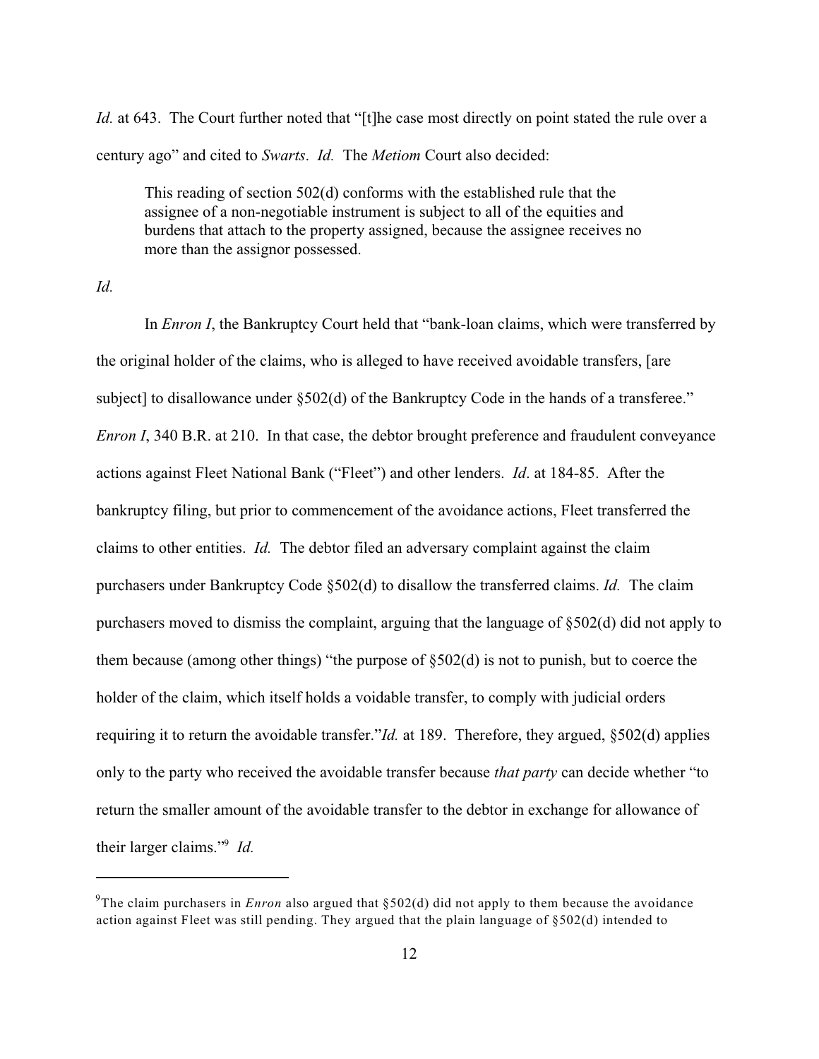*Id.* at 643. The Court further noted that "[t]he case most directly on point stated the rule over a century ago" and cited to *Swarts*. *Id.* The *Metiom* Court also decided:

> This reading of section 502(d) conforms with the established rule that the assignee of a non-negotiable instrument is subject to all of the equities and burdens that attach to the property assigned, because the assignee receives no more than the assignor possessed.

*Id.*

In *Enron I*, the Bankruptcy Court held that "bank-loan claims, which were transferred by the original holder of the claims, who is alleged to have received avoidable transfers, [are subject] to disallowance under §502(d) of the Bankruptcy Code in the hands of a transferee." *Enron I*, 340 B.R. at 210. In that case, the debtor brought preference and fraudulent conveyance actions against Fleet National Bank ("Fleet") and other lenders. *Id*. at 184-85. After the bankruptcy filing, but prior to commencement of the avoidance actions, Fleet transferred the claims to other entities. *Id.* The debtor filed an adversary complaint against the claim purchasers under Bankruptcy Code §502(d) to disallow the transferred claims. *Id.* The claim purchasers moved to dismiss the complaint, arguing that the language of §502(d) did not apply to them because (among other things) "the purpose of §502(d) is not to punish, but to coerce the holder of the claim, which itself holds a voidable transfer, to comply with judicial orders requiring it to return the avoidable transfer."*Id.* at 189. Therefore, they argued, §502(d) applies only to the party who received the avoidable transfer because *that party* can decide whether "to return the smaller amount of the avoidable transfer to the debtor in exchange for allowance of their larger claims."[9] *Id.*

---

[9]The claim purchasers in *Enron* also argued that §502(d) did not apply to them because the avoidance action against Fleet was still pending. They argued that the plain language of §502(d) intended to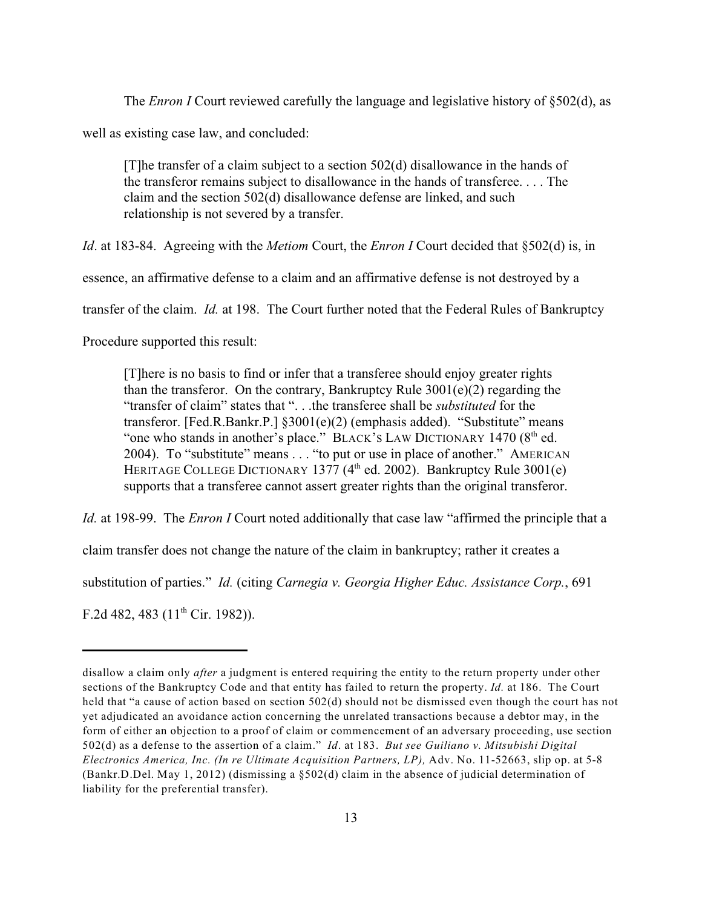The *Enron I* Court reviewed carefully the language and legislative history of §502(d), as well as existing case law, and concluded:

> [T]he transfer of a claim subject to a section 502(d) disallowance in the hands of the transferor remains subject to disallowance in the hands of transferee. . . . The claim and the section 502(d) disallowance defense are linked, and such relationship is not severed by a transfer.

*Id*. at 183-84. Agreeing with the *Metiom* Court, the *Enron I* Court decided that §502(d) is, in essence, an affirmative defense to a claim and an affirmative defense is not destroyed by a transfer of the claim. *Id.* at 198. The Court further noted that the Federal Rules of Bankruptcy Procedure supported this result:

> [T]here is no basis to find or infer that a transferee should enjoy greater rights than the transferor. On the contrary, Bankruptcy Rule 3001(e)(2) regarding the "transfer of claim" states that ". . .the transferee shall be *substituted* for the transferor. [Fed.R.Bankr.P.] §3001(e)(2) (emphasis added). "Substitute" means "one who stands in another's place." BLACK'S LAW DICTIONARY 1470 (8th ed. 2004). To "substitute" means . . . "to put or use in place of another." AMERICAN HERITAGE COLLEGE DICTIONARY 1377 (4th ed. 2002). Bankruptcy Rule 3001(e) supports that a transferee cannot assert greater rights than the original transferor.

*Id.* at 198-99. The *Enron I* Court noted additionally that case law "affirmed the principle that a claim transfer does not change the nature of the claim in bankruptcy; rather it creates a substitution of parties." *Id.* (citing *Carnegia v. Georgia Higher Educ. Assistance Corp.*, 691 F.2d 482, 483 (11th Cir. 1982)).

---

disallow a claim only *after* a judgment is entered requiring the entity to the return property under other sections of the Bankruptcy Code and that entity has failed to return the property. *Id.* at 186. The Court held that "a cause of action based on section 502(d) should not be dismissed even though the court has not yet adjudicated an avoidance action concerning the unrelated transactions because a debtor may, in the form of either an objection to a proof of claim or commencement of an adversary proceeding, use section 502(d) as a defense to the assertion of a claim." *Id*. at 183. *But see Guiliano v. Mitsubishi Digital Electronics America, Inc. (In re Ultimate Acquisition Partners, LP),* Adv. No. 11-52663, slip op. at 5-8 (Bankr.D.Del. May 1, 2012) (dismissing a §502(d) claim in the absence of judicial determination of liability for the preferential transfer).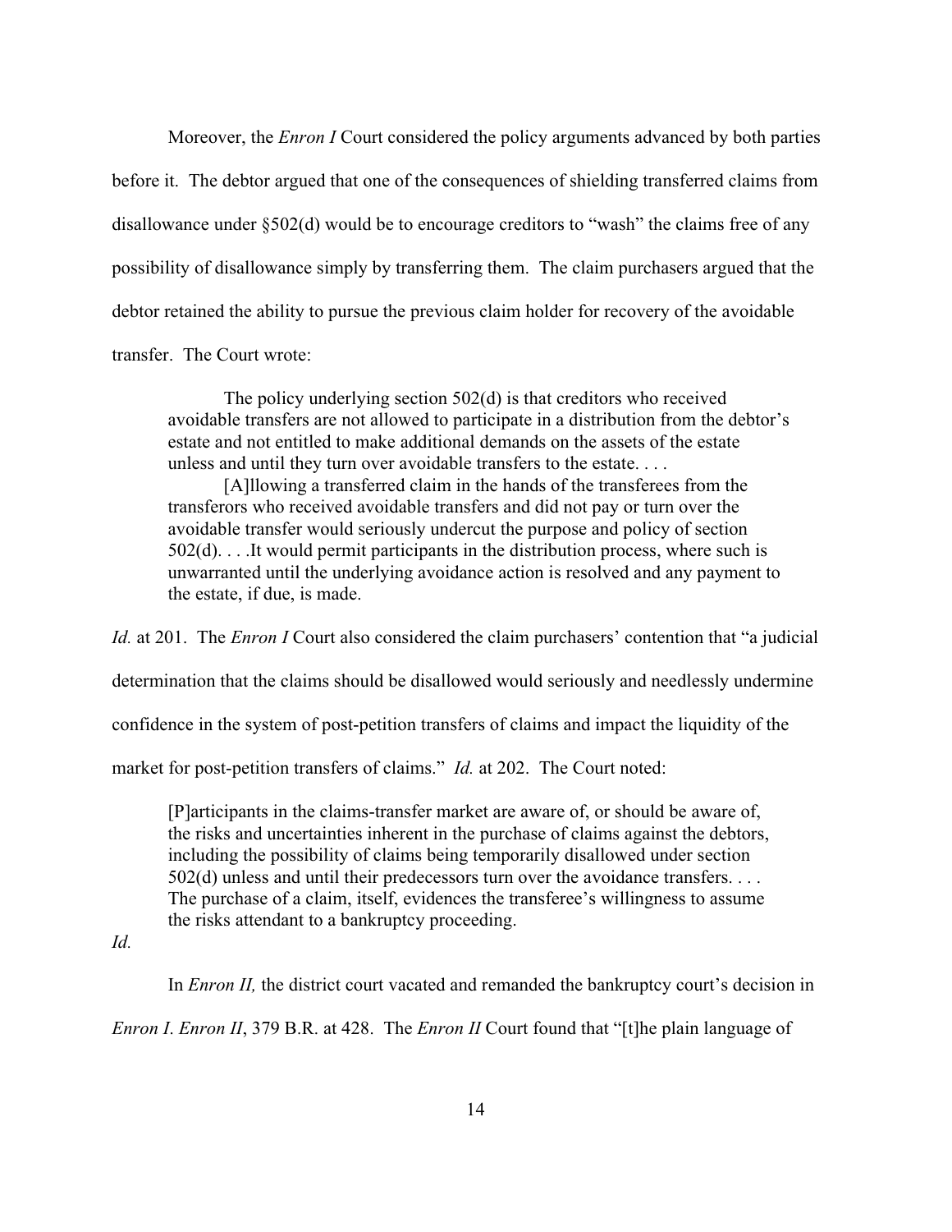Moreover, the *Enron I* Court considered the policy arguments advanced by both parties before it. The debtor argued that one of the consequences of shielding transferred claims from disallowance under §502(d) would be to encourage creditors to "wash" the claims free of any possibility of disallowance simply by transferring them. The claim purchasers argued that the debtor retained the ability to pursue the previous claim holder for recovery of the avoidable transfer. The Court wrote:

> The policy underlying section 502(d) is that creditors who received avoidable transfers are not allowed to participate in a distribution from the debtor's estate and not entitled to make additional demands on the assets of the estate unless and until they turn over avoidable transfers to the estate. . . .
>
> [A]llowing a transferred claim in the hands of the transferees from the transferors who received avoidable transfers and did not pay or turn over the avoidable transfer would seriously undercut the purpose and policy of section 502(d). . . .It would permit participants in the distribution process, where such is unwarranted until the underlying avoidance action is resolved and any payment to the estate, if due, is made.

*Id.* at 201. The *Enron I* Court also considered the claim purchasers' contention that "a judicial determination that the claims should be disallowed would seriously and needlessly undermine confidence in the system of post-petition transfers of claims and impact the liquidity of the market for post-petition transfers of claims." *Id.* at 202. The Court noted:

> [P]articipants in the claims-transfer market are aware of, or should be aware of, the risks and uncertainties inherent in the purchase of claims against the debtors, including the possibility of claims being temporarily disallowed under section 502(d) unless and until their predecessors turn over the avoidance transfers. . . . The purchase of a claim, itself, evidences the transferee's willingness to assume the risks attendant to a bankruptcy proceeding.

*Id.*

In *Enron II,* the district court vacated and remanded the bankruptcy court's decision in *Enron I*. *Enron II*, 379 B.R. at 428. The *Enron II* Court found that "[t]he plain language of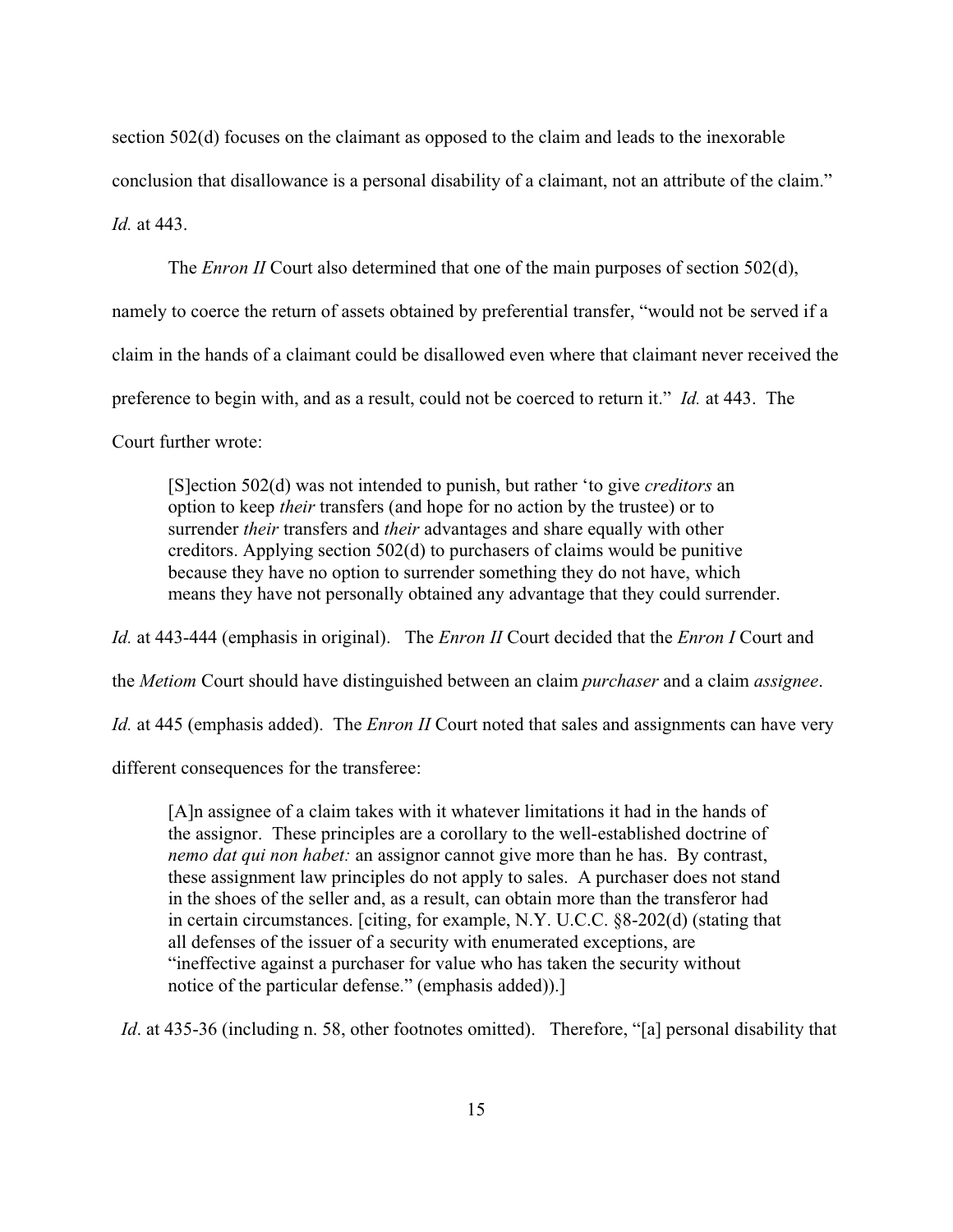section 502(d) focuses on the claimant as opposed to the claim and leads to the inexorable conclusion that disallowance is a personal disability of a claimant, not an attribute of the claim." *Id.* at 443.

The *Enron II* Court also determined that one of the main purposes of section 502(d), namely to coerce the return of assets obtained by preferential transfer, "would not be served if a claim in the hands of a claimant could be disallowed even where that claimant never received the preference to begin with, and as a result, could not be coerced to return it." *Id.* at 443. The Court further wrote:

> [S]ection 502(d) was not intended to punish, but rather 'to give *creditors* an option to keep *their* transfers (and hope for no action by the trustee) or to surrender *their* transfers and *their* advantages and share equally with other creditors. Applying section 502(d) to purchasers of claims would be punitive because they have no option to surrender something they do not have, which means they have not personally obtained any advantage that they could surrender.

*Id.* at 443-444 (emphasis in original). The *Enron II* Court decided that the *Enron I* Court and the *Metiom* Court should have distinguished between an claim *purchaser* and a claim *assignee*. *Id.* at 445 (emphasis added). The *Enron II* Court noted that sales and assignments can have very different consequences for the transferee:

> [A]n assignee of a claim takes with it whatever limitations it had in the hands of the assignor. These principles are a corollary to the well-established doctrine of *nemo dat qui non habet:* an assignor cannot give more than he has. By contrast, these assignment law principles do not apply to sales. A purchaser does not stand in the shoes of the seller and, as a result, can obtain more than the transferor had in certain circumstances. [citing, for example, N.Y. U.C.C. §8-202(d) (stating that all defenses of the issuer of a security with enumerated exceptions, are "ineffective against a purchaser for value who has taken the security without notice of the particular defense." (emphasis added)).]

*Id*. at 435-36 (including n. 58, other footnotes omitted). Therefore, "[a] personal disability that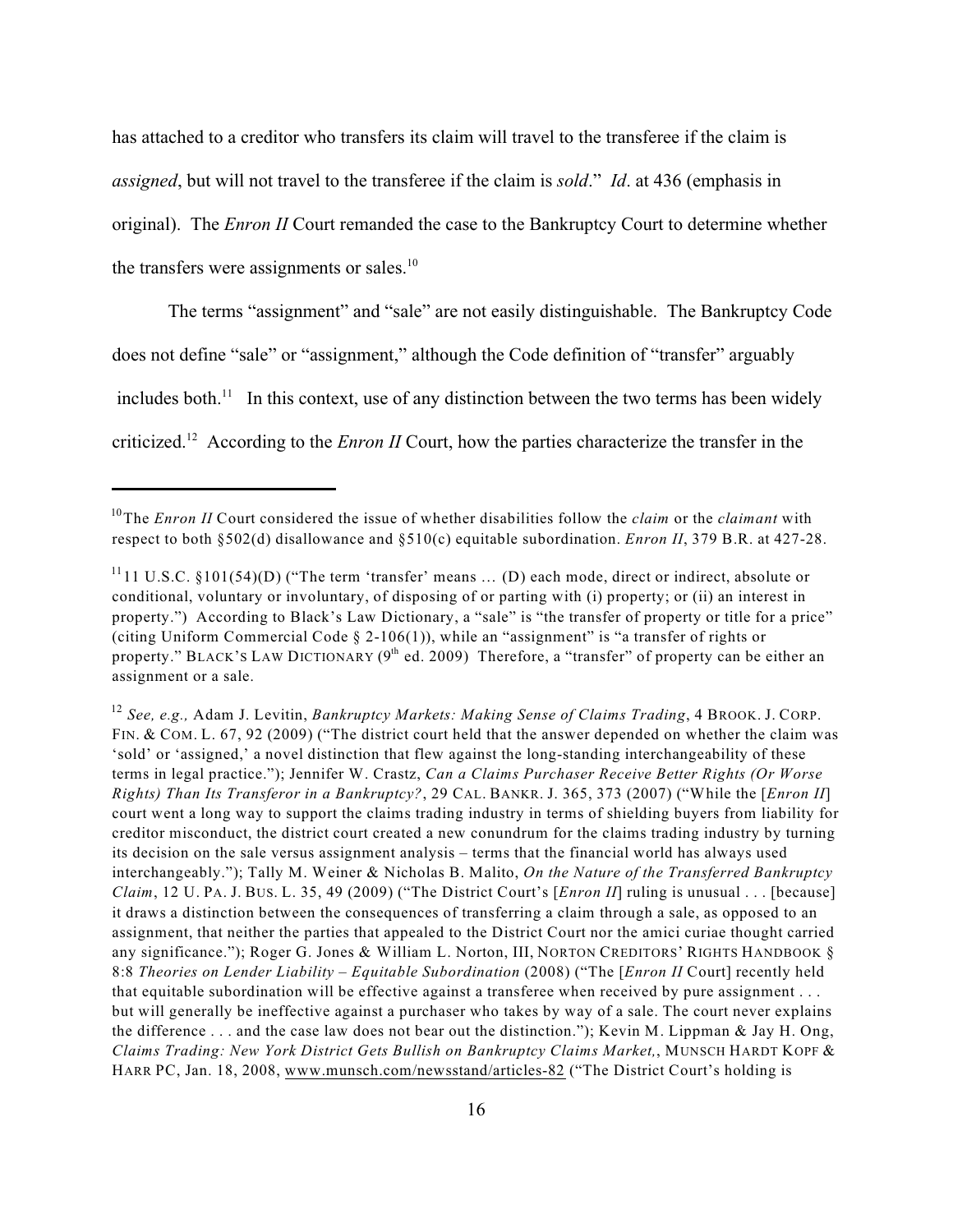has attached to a creditor who transfers its claim will travel to the transferee if the claim is *assigned*, but will not travel to the transferee if the claim is *sold*." *Id*. at 436 (emphasis in original). The *Enron II* Court remanded the case to the Bankruptcy Court to determine whether the transfers were assignments or sales.[10]

The terms "assignment" and "sale" are not easily distinguishable. The Bankruptcy Code does not define "sale" or "assignment," although the Code definition of "transfer" arguably includes both.[11] In this context, use of any distinction between the two terms has been widely criticized.[12] According to the *Enron II* Court, how the parties characterize the transfer in the

---

[10] The *Enron II* Court considered the issue of whether disabilities follow the *claim* or the *claimant* with respect to both §502(d) disallowance and §510(c) equitable subordination. *Enron II*, 379 B.R. at 427-28.

[11] 11 U.S.C. §101(54)(D) ("The term 'transfer' means … (D) each mode, direct or indirect, absolute or conditional, voluntary or involuntary, of disposing of or parting with (i) property; or (ii) an interest in property.") According to Black's Law Dictionary, a "sale" is "the transfer of property or title for a price" (citing Uniform Commercial Code § 2-106(1)), while an "assignment" is "a transfer of rights or property." BLACK'S LAW DICTIONARY (9th ed. 2009) Therefore, a "transfer" of property can be either an assignment or a sale.

[12] *See, e.g.,* Adam J. Levitin, *Bankruptcy Markets: Making Sense of Claims Trading*, 4 BROOK. J. CORP. FIN. & COM. L. 67, 92 (2009) ("The district court held that the answer depended on whether the claim was 'sold' or 'assigned,' a novel distinction that flew against the long-standing interchangeability of these terms in legal practice."); Jennifer W. Crastz, *Can a Claims Purchaser Receive Better Rights (Or Worse Rights) Than Its Transferor in a Bankruptcy?*, 29 CAL. BANKR. J. 365, 373 (2007) ("While the [*Enron II*] court went a long way to support the claims trading industry in terms of shielding buyers from liability for creditor misconduct, the district court created a new conundrum for the claims trading industry by turning its decision on the sale versus assignment analysis – terms that the financial world has always used interchangeably."); Tally M. Weiner & Nicholas B. Malito, *On the Nature of the Transferred Bankruptcy Claim*, 12 U. PA. J. BUS. L. 35, 49 (2009) ("The District Court's [*Enron II*] ruling is unusual . . . [because] it draws a distinction between the consequences of transferring a claim through a sale, as opposed to an assignment, that neither the parties that appealed to the District Court nor the amici curiae thought carried any significance."); Roger G. Jones & William L. Norton, III, NORTON CREDITORS' RIGHTS HANDBOOK § 8:8 *Theories on Lender Liability – Equitable Subordination* (2008) ("The [*Enron II* Court] recently held that equitable subordination will be effective against a transferee when received by pure assignment . . . but will generally be ineffective against a purchaser who takes by way of a sale. The court never explains the difference . . . and the case law does not bear out the distinction."); Kevin M. Lippman & Jay H. Ong, *Claims Trading: New York District Gets Bullish on Bankruptcy Claims Market,*, MUNSCH HARDT KOPF & HARR PC, Jan. 18, 2008, www.munsch.com/newsstand/articles-82 ("The District Court's holding is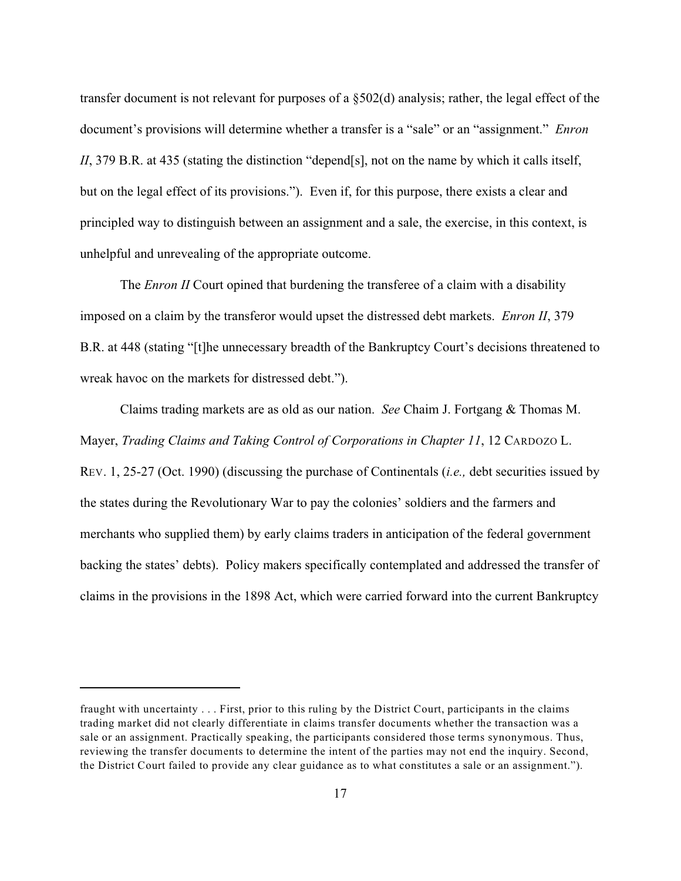transfer document is not relevant for purposes of a §502(d) analysis; rather, the legal effect of the document's provisions will determine whether a transfer is a "sale" or an "assignment." *Enron II*, 379 B.R. at 435 (stating the distinction "depend[s], not on the name by which it calls itself, but on the legal effect of its provisions."). Even if, for this purpose, there exists a clear and principled way to distinguish between an assignment and a sale, the exercise, in this context, is unhelpful and unrevealing of the appropriate outcome.

The *Enron II* Court opined that burdening the transferee of a claim with a disability imposed on a claim by the transferor would upset the distressed debt markets. *Enron II*, 379 B.R. at 448 (stating "[t]he unnecessary breadth of the Bankruptcy Court's decisions threatened to wreak havoc on the markets for distressed debt.").

Claims trading markets are as old as our nation. *See* Chaim J. Fortgang & Thomas M. Mayer, *Trading Claims and Taking Control of Corporations in Chapter 11*, 12 CARDOZO L. REV. 1, 25-27 (Oct. 1990) (discussing the purchase of Continentals (*i.e.,* debt securities issued by the states during the Revolutionary War to pay the colonies' soldiers and the farmers and merchants who supplied them) by early claims traders in anticipation of the federal government backing the states' debts). Policy makers specifically contemplated and addressed the transfer of claims in the provisions in the 1898 Act, which were carried forward into the current Bankruptcy

---

fraught with uncertainty . . . First, prior to this ruling by the District Court, participants in the claims trading market did not clearly differentiate in claims transfer documents whether the transaction was a sale or an assignment. Practically speaking, the participants considered those terms synonymous. Thus, reviewing the transfer documents to determine the intent of the parties may not end the inquiry. Second, the District Court failed to provide any clear guidance as to what constitutes a sale or an assignment.").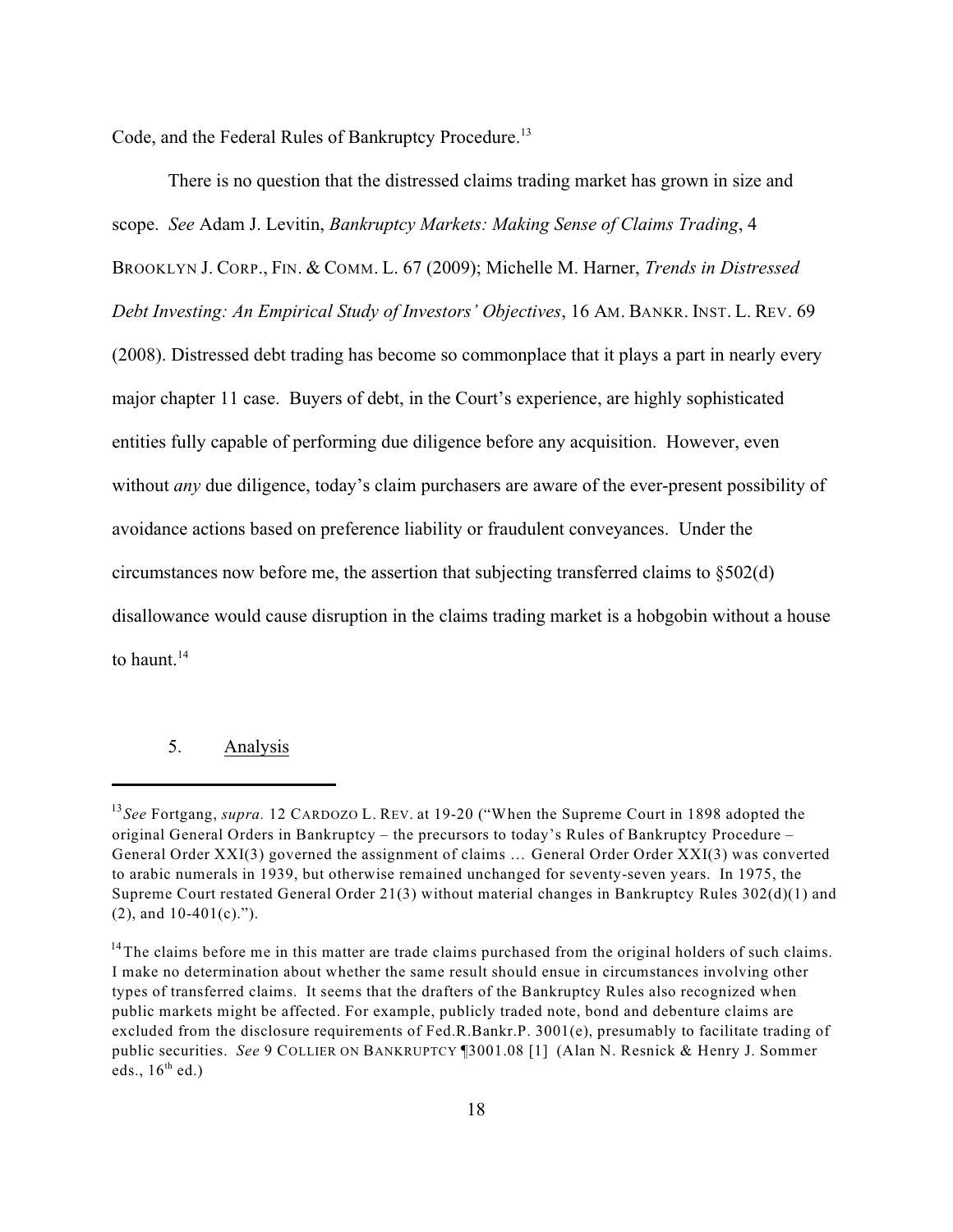Code, and the Federal Rules of Bankruptcy Procedure.[13]

There is no question that the distressed claims trading market has grown in size and scope. *See* Adam J. Levitin, *Bankruptcy Markets: Making Sense of Claims Trading*, 4 BROOKLYN J. CORP., FIN. & COMM. L. 67 (2009); Michelle M. Harner, *Trends in Distressed Debt Investing: An Empirical Study of Investors' Objectives*, 16 AM. BANKR. INST. L. REV. 69 (2008). Distressed debt trading has become so commonplace that it plays a part in nearly every major chapter 11 case. Buyers of debt, in the Court's experience, are highly sophisticated entities fully capable of performing due diligence before any acquisition. However, even without *any* due diligence, today's claim purchasers are aware of the ever-present possibility of avoidance actions based on preference liability or fraudulent conveyances. Under the circumstances now before me, the assertion that subjecting transferred claims to §502(d) disallowance would cause disruption in the claims trading market is a hobgobin without a house to haunt.[14]

5. Analysis

---

[13] *See* Fortgang, *supra.* 12 CARDOZO L. REV. at 19-20 ("When the Supreme Court in 1898 adopted the original General Orders in Bankruptcy – the precursors to today's Rules of Bankruptcy Procedure – General Order XXI(3) governed the assignment of claims … General Order Order XXI(3) was converted to arabic numerals in 1939, but otherwise remained unchanged for seventy-seven years. In 1975, the Supreme Court restated General Order 21(3) without material changes in Bankruptcy Rules 302(d)(1) and (2), and 10-401(c).").

[14] The claims before me in this matter are trade claims purchased from the original holders of such claims. I make no determination about whether the same result should ensue in circumstances involving other types of transferred claims. It seems that the drafters of the Bankruptcy Rules also recognized when public markets might be affected. For example, publicly traded note, bond and debenture claims are excluded from the disclosure requirements of Fed.R.Bankr.P. 3001(e), presumably to facilitate trading of public securities. *See* 9 COLLIER ON BANKRUPTCY ¶3001.08 [1] (Alan N. Resnick & Henry J. Sommer eds., 16th ed.)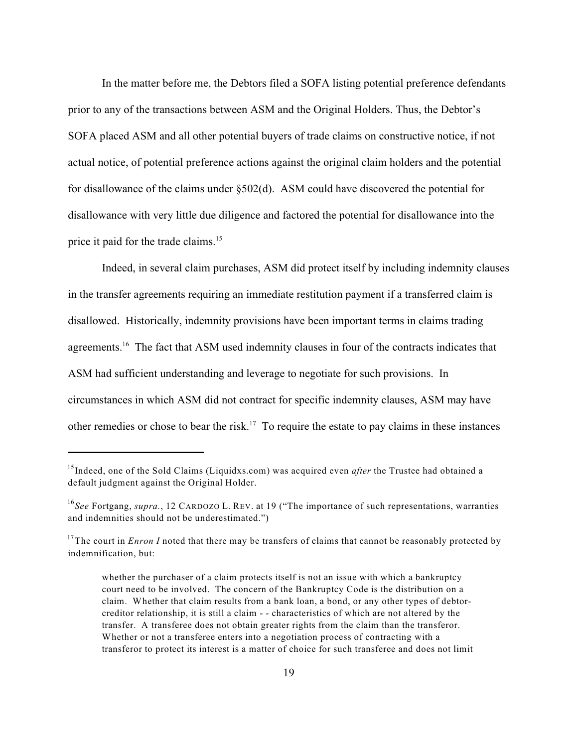In the matter before me, the Debtors filed a SOFA listing potential preference defendants prior to any of the transactions between ASM and the Original Holders. Thus, the Debtor's SOFA placed ASM and all other potential buyers of trade claims on constructive notice, if not actual notice, of potential preference actions against the original claim holders and the potential for disallowance of the claims under §502(d). ASM could have discovered the potential for disallowance with very little due diligence and factored the potential for disallowance into the price it paid for the trade claims.[15]

Indeed, in several claim purchases, ASM did protect itself by including indemnity clauses in the transfer agreements requiring an immediate restitution payment if a transferred claim is disallowed. Historically, indemnity provisions have been important terms in claims trading agreements.[16] The fact that ASM used indemnity clauses in four of the contracts indicates that ASM had sufficient understanding and leverage to negotiate for such provisions. In circumstances in which ASM did not contract for specific indemnity clauses, ASM may have other remedies or chose to bear the risk.[17] To require the estate to pay claims in these instances

---

[15] Indeed, one of the Sold Claims (Liquidxs.com) was acquired even *after* the Trustee had obtained a default judgment against the Original Holder.

[16] *See* Fortgang, *supra.*, 12 CARDOZO L. REV. at 19 ("The importance of such representations, warranties and indemnities should not be underestimated.")

[17] The court in *Enron I* noted that there may be transfers of claims that cannot be reasonably protected by indemnification, but:

> whether the purchaser of a claim protects itself is not an issue with which a bankruptcy court need to be involved. The concern of the Bankruptcy Code is the distribution on a claim. Whether that claim results from a bank loan, a bond, or any other types of debtor-creditor relationship, it is still a claim - - characteristics of which are not altered by the transfer. A transferee does not obtain greater rights from the claim than the transferor. Whether or not a transferee enters into a negotiation process of contracting with a transferor to protect its interest is a matter of choice for such transferee and does not limit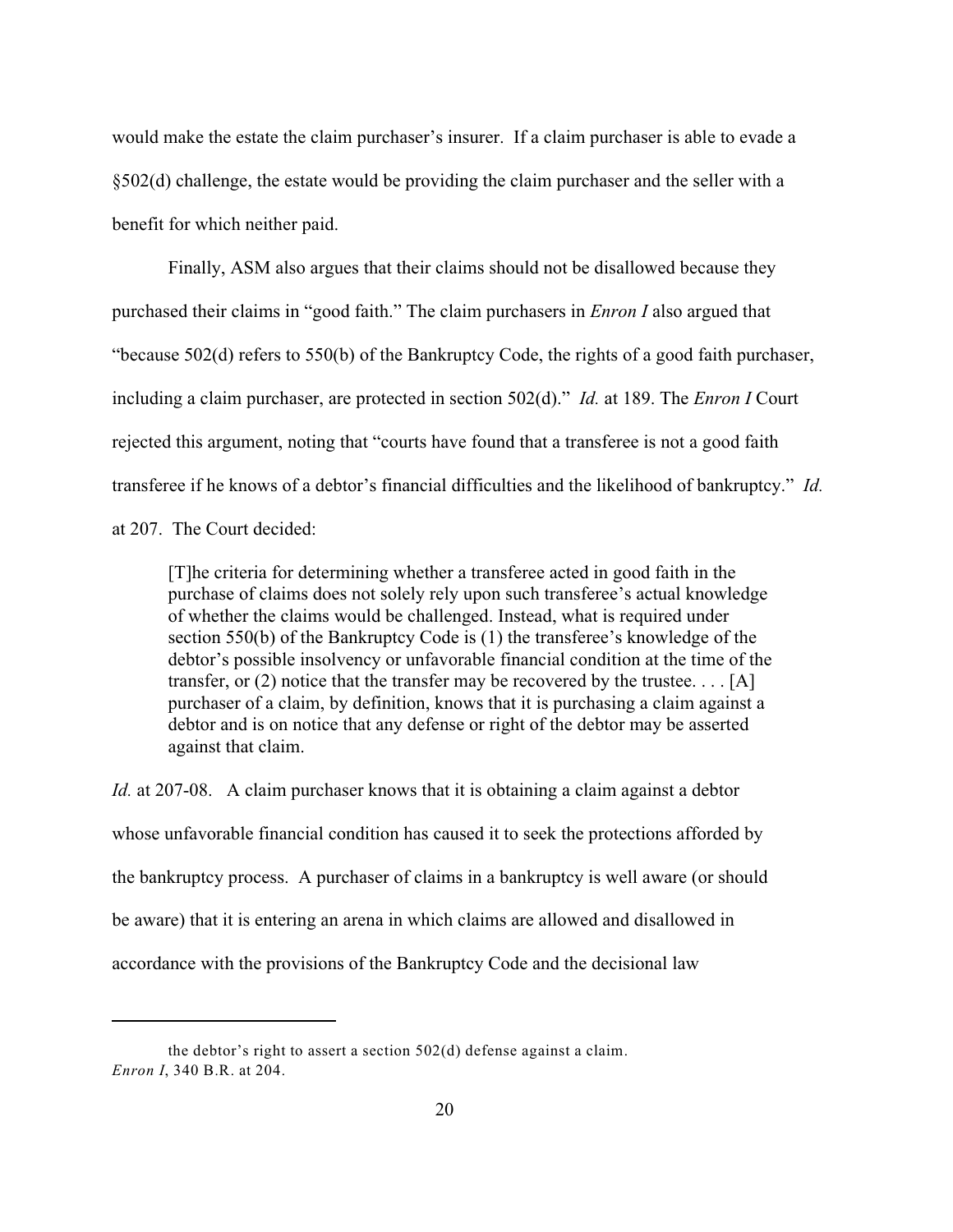would make the estate the claim purchaser's insurer. If a claim purchaser is able to evade a §502(d) challenge, the estate would be providing the claim purchaser and the seller with a benefit for which neither paid.

Finally, ASM also argues that their claims should not be disallowed because they purchased their claims in "good faith." The claim purchasers in *Enron I* also argued that "because 502(d) refers to 550(b) of the Bankruptcy Code, the rights of a good faith purchaser, including a claim purchaser, are protected in section 502(d)." *Id.* at 189. The *Enron I* Court rejected this argument, noting that "courts have found that a transferee is not a good faith transferee if he knows of a debtor's financial difficulties and the likelihood of bankruptcy." *Id.* at 207. The Court decided:

> [T]he criteria for determining whether a transferee acted in good faith in the purchase of claims does not solely rely upon such transferee's actual knowledge of whether the claims would be challenged. Instead, what is required under section 550(b) of the Bankruptcy Code is (1) the transferee's knowledge of the debtor's possible insolvency or unfavorable financial condition at the time of the transfer, or (2) notice that the transfer may be recovered by the trustee. . . . [A] purchaser of a claim, by definition, knows that it is purchasing a claim against a debtor and is on notice that any defense or right of the debtor may be asserted against that claim.

*Id.* at 207-08. A claim purchaser knows that it is obtaining a claim against a debtor whose unfavorable financial condition has caused it to seek the protections afforded by the bankruptcy process. A purchaser of claims in a bankruptcy is well aware (or should be aware) that it is entering an arena in which claims are allowed and disallowed in accordance with the provisions of the Bankruptcy Code and the decisional law

---

the debtor's right to assert a section 502(d) defense against a claim. *Enron I*, 340 B.R. at 204.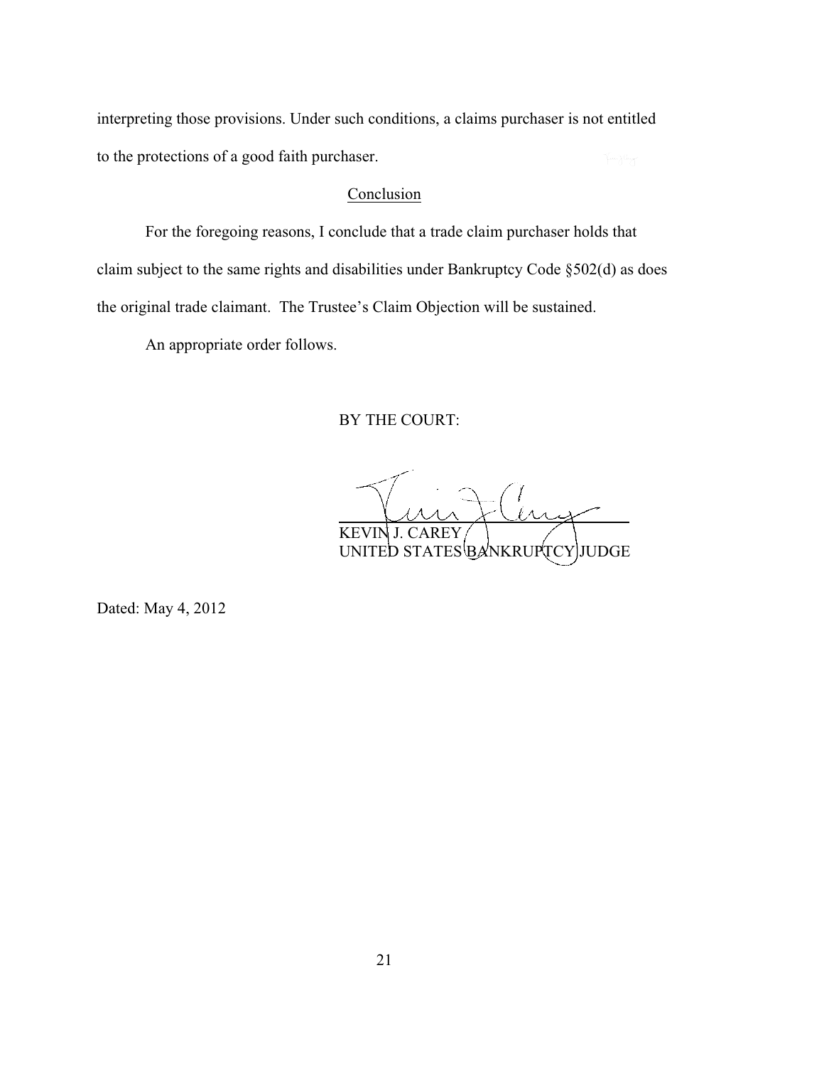interpreting those provisions. Under such conditions, a claims purchaser is not entitled to the protections of a good faith purchaser.

## Conclusion

For the foregoing reasons, I conclude that a trade claim purchaser holds that claim subject to the same rights and disabilities under Bankruptcy Code §502(d) as does the original trade claimant. The Trustee's Claim Objection will be sustained.

An appropriate order follows.

BY THE COURT:

KEVIN J. CAREY
UNITED STATES BANKRUPTCY JUDGE

Dated: May 4, 2012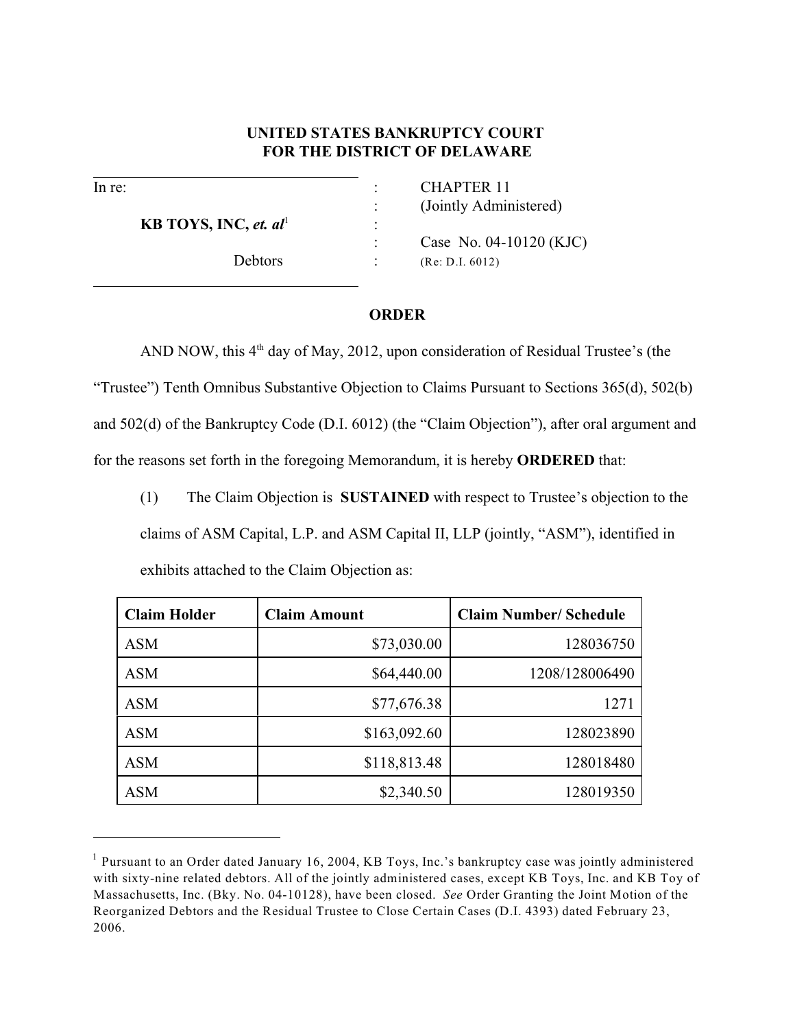**UNITED STATES BANKRUPTCY COURT**
**FOR THE DISTRICT OF DELAWARE**

| | | |
|---|---|---|
| In re: | : | CHAPTER 11 |
| | : | (Jointly Administered) |
| **KB TOYS, INC, *et. al*[1]** | : | |
| | : | Case No. 04-10120 (KJC) |
| Debtors | : | (Re: D.I. 6012) |

**ORDER**

AND NOW, this 4th day of May, 2012, upon consideration of Residual Trustee's (the "Trustee") Tenth Omnibus Substantive Objection to Claims Pursuant to Sections 365(d), 502(b) and 502(d) of the Bankruptcy Code (D.I. 6012) (the "Claim Objection"), after oral argument and for the reasons set forth in the foregoing Memorandum, it is hereby **ORDERED** that:

(1) The Claim Objection is **SUSTAINED** with respect to Trustee's objection to the claims of ASM Capital, L.P. and ASM Capital II, LLP (jointly, "ASM"), identified in exhibits attached to the Claim Objection as:

| Claim Holder | Claim Amount | Claim Number/ Schedule |
|---|---:|---:|
| ASM | $73,030.00 | 128036750 |
| ASM | $64,440.00 | 1208/128006490 |
| ASM | $77,676.38 | 1271 |
| ASM | $163,092.60 | 128023890 |
| ASM | $118,813.48 | 128018480 |
| ASM | $2,340.50 | 128019350 |

[1] Pursuant to an Order dated January 16, 2004, KB Toys, Inc.'s bankruptcy case was jointly administered with sixty-nine related debtors. All of the jointly administered cases, except KB Toys, Inc. and KB Toy of Massachusetts, Inc. (Bky. No. 04-10128), have been closed. *See* Order Granting the Joint Motion of the Reorganized Debtors and the Residual Trustee to Close Certain Cases (D.I. 4393) dated February 23, 2006.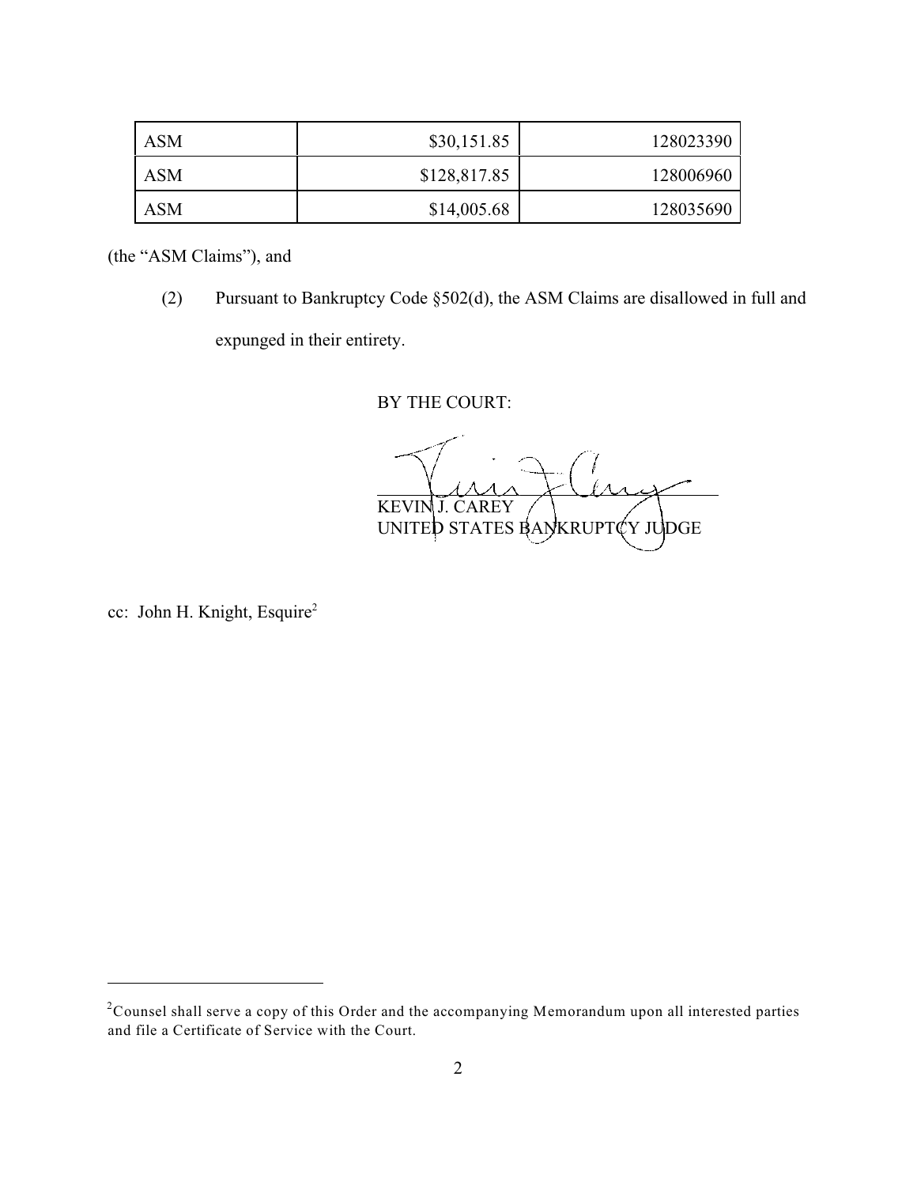| | | |
|---|---|---|
| ASM | $30,151.85 | 128023390 |
| ASM | $128,817.85 | 128006960 |
| ASM | $14,005.68 | 128035690 |

(the "ASM Claims"), and

(2) Pursuant to Bankruptcy Code §502(d), the ASM Claims are disallowed in full and expunged in their entirety.

BY THE COURT:

KEVIN J. CAREY
UNITED STATES BANKRUPTCY JUDGE

cc: John H. Knight, Esquire[2]

---

[2]Counsel shall serve a copy of this Order and the accompanying Memorandum upon all interested parties and file a Certificate of Service with the Court.